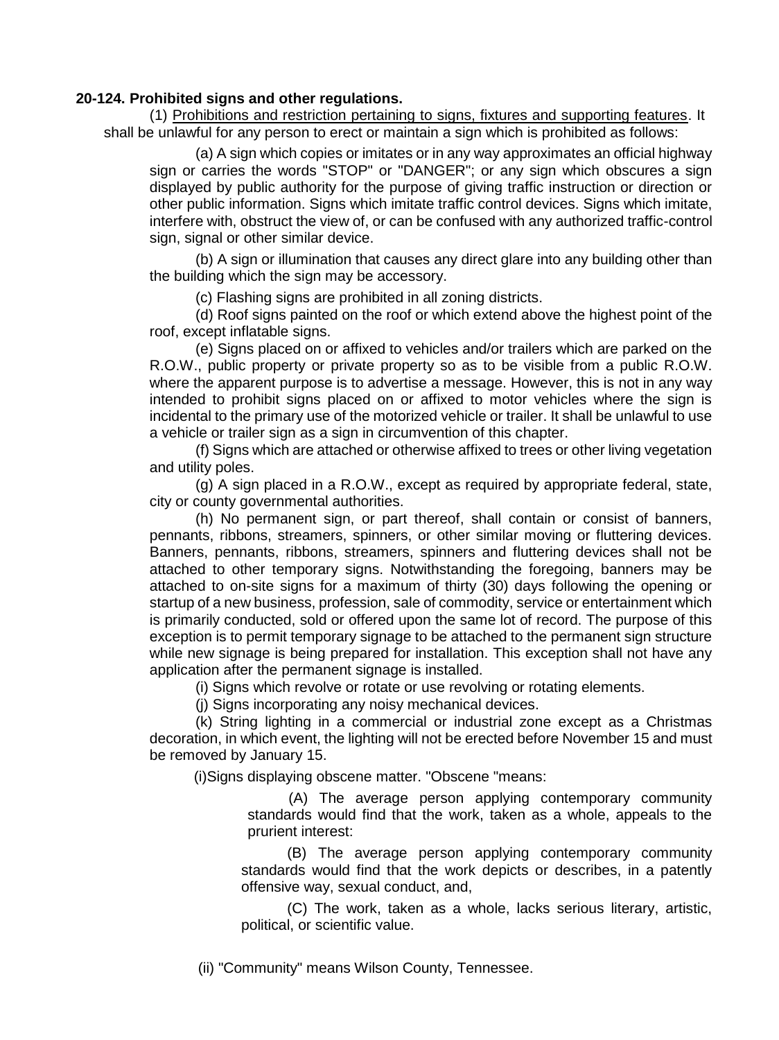**20-124. Prohibited signs and other regulations.**

(1) Prohibitions and restriction pertaining to signs, fixtures and supporting features. It shall be unlawful for any person to erect or maintain a sign which is prohibited as follows:

(a) A sign which copies or imitates or in any way approximates an official highway sign or carries the words "STOP" or "DANGER"; or any sign which obscures a sign displayed by public authority for the purpose of giving traffic instruction or direction or other public information. Signs which imitate traffic control devices. Signs which imitate, interfere with, obstruct the view of, or can be confused with any authorized traffic-control sign, signal or other similar device.

(b) A sign or illumination that causes any direct glare into any building other than the building which the sign may be accessory.

(c) Flashing signs are prohibited in all zoning districts.

(d) Roof signs painted on the roof or which extend above the highest point of the roof, except inflatable signs.

(e) Signs placed on or affixed to vehicles and/or trailers which are parked on the R.O.W., public property or private property so as to be visible from a public R.O.W. where the apparent purpose is to advertise a message. However, this is not in any way intended to prohibit signs placed on or affixed to motor vehicles where the sign is incidental to the primary use of the motorized vehicle or trailer. It shall be unlawful to use a vehicle or trailer sign as a sign in circumvention of this chapter.

(f) Signs which are attached or otherwise affixed to trees or other living vegetation and utility poles.

(g) A sign placed in a R.O.W., except as required by appropriate federal, state, city or county governmental authorities.

(h) No permanent sign, or part thereof, shall contain or consist of banners, pennants, ribbons, streamers, spinners, or other similar moving or fluttering devices. Banners, pennants, ribbons, streamers, spinners and fluttering devices shall not be attached to other temporary signs. Notwithstanding the foregoing, banners may be attached to on-site signs for a maximum of thirty (30) days following the opening or startup of a new business, profession, sale of commodity, service or entertainment which is primarily conducted, sold or offered upon the same lot of record. The purpose of this exception is to permit temporary signage to be attached to the permanent sign structure while new signage is being prepared for installation. This exception shall not have any application after the permanent signage is installed.

(i) Signs which revolve or rotate or use revolving or rotating elements.

(j) Signs incorporating any noisy mechanical devices.

(k) String lighting in a commercial or industrial zone except as a Christmas decoration, in which event, the lighting will not be erected before November 15 and must be removed by January 15.

(i)Signs displaying obscene matter. "Obscene "means:

(A) The average person applying contemporary community standards would find that the work, taken as a whole, appeals to the prurient interest:

(B) The average person applying contemporary community standards would find that the work depicts or describes, in a patently offensive way, sexual conduct, and,

(C) The work, taken as a whole, lacks serious literary, artistic, political, or scientific value.

(ii) "Community" means Wilson County, Tennessee.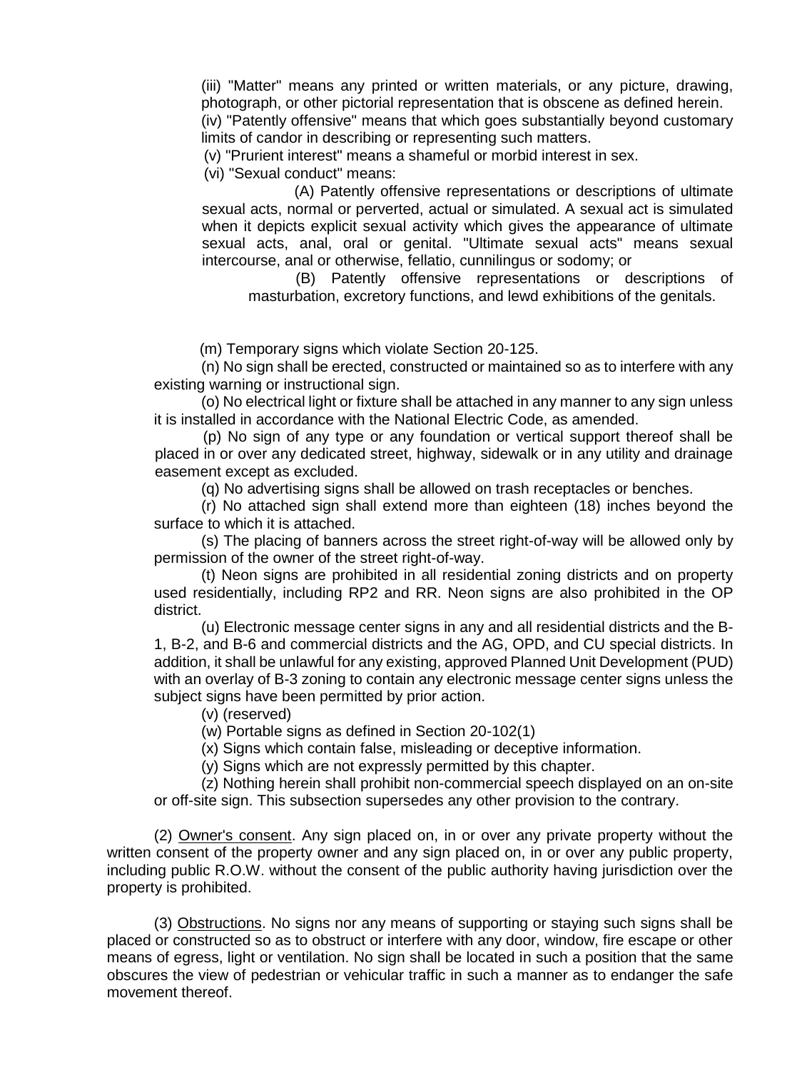(iii) "Matter" means any printed or written materials, or any picture, drawing, photograph, or other pictorial representation that is obscene as defined herein.

(iv) "Patently offensive" means that which goes substantially beyond customary limits of candor in describing or representing such matters.

(v) "Prurient interest" means a shameful or morbid interest in sex.

(vi) "Sexual conduct" means:

(A) Patently offensive representations or descriptions of ultimate sexual acts, normal or perverted, actual or simulated. A sexual act is simulated when it depicts explicit sexual activity which gives the appearance of ultimate sexual acts, anal, oral or genital. "Ultimate sexual acts" means sexual intercourse, anal or otherwise, fellatio, cunnilingus or sodomy; or

(B) Patently offensive representations or descriptions of masturbation, excretory functions, and lewd exhibitions of the genitals.

(m) Temporary signs which violate Section 20-125.

(n) No sign shall be erected, constructed or maintained so as to interfere with any existing warning or instructional sign.

(o) No electrical light or fixture shall be attached in any manner to any sign unless it is installed in accordance with the National Electric Code, as amended.

(p) No sign of any type or any foundation or vertical support thereof shall be placed in or over any dedicated street, highway, sidewalk or in any utility and drainage easement except as excluded.

(q) No advertising signs shall be allowed on trash receptacles or benches.

(r) No attached sign shall extend more than eighteen (18) inches beyond the surface to which it is attached.

(s) The placing of banners across the street right-of-way will be allowed only by permission of the owner of the street right-of-way.

(t) Neon signs are prohibited in all residential zoning districts and on property used residentially, including RP2 and RR. Neon signs are also prohibited in the OP district.

(u) Electronic message center signs in any and all residential districts and the B-1, B-2, and B-6 and commercial districts and the AG, OPD, and CU special districts. In addition, it shall be unlawful for any existing, approved Planned Unit Development (PUD) with an overlay of B-3 zoning to contain any electronic message center signs unless the subject signs have been permitted by prior action.

(v) (reserved)

(w) Portable signs as defined in Section 20-102(1)

(x) Signs which contain false, misleading or deceptive information.

(y) Signs which are not expressly permitted by this chapter.

(z) Nothing herein shall prohibit non-commercial speech displayed on an on-site or off-site sign. This subsection supersedes any other provision to the contrary.

(2) <u>Owner's consent</u>. Any sign placed on, in or over any private property without the written consent of the property owner and any sign placed on, in or over any public property, including public R.O.W. without the consent of the public authority having jurisdiction over the property is prohibited.

(3) <u>Obstructions</u>. No signs nor any means of supporting or staying such signs shall be placed or constructed so as to obstruct or interfere with any door, window, fire escape or other means of egress, light or ventilation. No sign shall be located in such a position that the same obscures the view of pedestrian or vehicular traffic in such a manner as to endanger the safe movement thereof.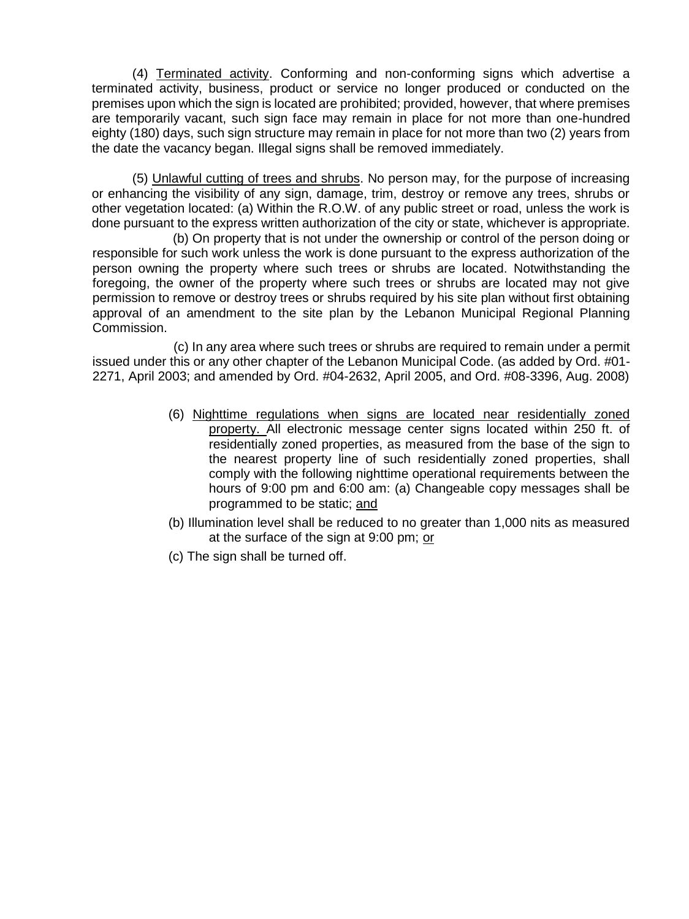(4) Terminated activity. Conforming and non-conforming signs which advertise a terminated activity, business, product or service no longer produced or conducted on the premises upon which the sign is located are prohibited; provided, however, that where premises are temporarily vacant, such sign face may remain in place for not more than one-hundred eighty (180) days, such sign structure may remain in place for not more than two (2) years from the date the vacancy began. Illegal signs shall be removed immediately.

(5) Unlawful cutting of trees and shrubs. No person may, for the purpose of increasing or enhancing the visibility of any sign, damage, trim, destroy or remove any trees, shrubs or other vegetation located: (a) Within the R.O.W. of any public street or road, unless the work is done pursuant to the express written authorization of the city or state, whichever is appropriate.

(b) On property that is not under the ownership or control of the person doing or responsible for such work unless the work is done pursuant to the express authorization of the person owning the property where such trees or shrubs are located. Notwithstanding the foregoing, the owner of the property where such trees or shrubs are located may not give permission to remove or destroy trees or shrubs required by his site plan without first obtaining approval of an amendment to the site plan by the Lebanon Municipal Regional Planning Commission.

(c) In any area where such trees or shrubs are required to remain under a permit issued under this or any other chapter of the Lebanon Municipal Code. (as added by Ord. #01-2271, April 2003; and amended by Ord. #04-2632, April 2005, and Ord. #08-3396, Aug. 2008)

(6) Nighttime regulations when signs are located near residentially zoned property. All electronic message center signs located within 250 ft. of residentially zoned properties, as measured from the base of the sign to the nearest property line of such residentially zoned properties, shall comply with the following nighttime operational requirements between the hours of 9:00 pm and 6:00 am: (a) Changeable copy messages shall be programmed to be static; and

(b) Illumination level shall be reduced to no greater than 1,000 nits as measured at the surface of the sign at 9:00 pm; or

(c) The sign shall be turned off.